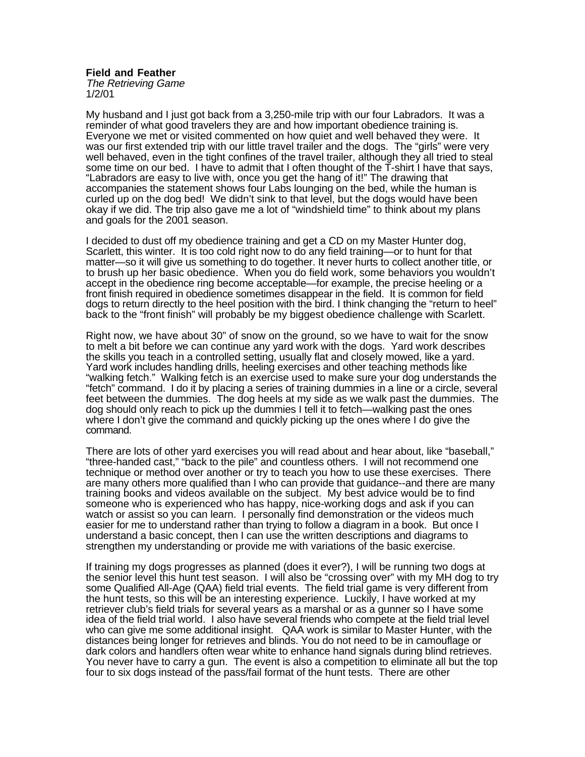**Field and Feather**
*The Retrieving Game*
1/2/01

My husband and I just got back from a 3,250-mile trip with our four Labradors. It was a reminder of what good travelers they are and how important obedience training is. Everyone we met or visited commented on how quiet and well behaved they were. It was our first extended trip with our little travel trailer and the dogs. The "girls" were very well behaved, even in the tight confines of the travel trailer, although they all tried to steal some time on our bed. I have to admit that I often thought of the T-shirt I have that says, "Labradors are easy to live with, once you get the hang of it!" The drawing that accompanies the statement shows four Labs lounging on the bed, while the human is curled up on the dog bed! We didn't sink to that level, but the dogs would have been okay if we did. The trip also gave me a lot of "windshield time" to think about my plans and goals for the 2001 season.

I decided to dust off my obedience training and get a CD on my Master Hunter dog, Scarlett, this winter. It is too cold right now to do any field training—or to hunt for that matter—so it will give us something to do together. It never hurts to collect another title, or to brush up her basic obedience. When you do field work, some behaviors you wouldn't accept in the obedience ring become acceptable—for example, the precise heeling or a front finish required in obedience sometimes disappear in the field. It is common for field dogs to return directly to the heel position with the bird. I think changing the "return to heel" back to the "front finish" will probably be my biggest obedience challenge with Scarlett.

Right now, we have about 30" of snow on the ground, so we have to wait for the snow to melt a bit before we can continue any yard work with the dogs. Yard work describes the skills you teach in a controlled setting, usually flat and closely mowed, like a yard. Yard work includes handling drills, heeling exercises and other teaching methods like "walking fetch." Walking fetch is an exercise used to make sure your dog understands the "fetch" command. I do it by placing a series of training dummies in a line or a circle, several feet between the dummies. The dog heels at my side as we walk past the dummies. The dog should only reach to pick up the dummies I tell it to fetch—walking past the ones where I don't give the command and quickly picking up the ones where I do give the command.

There are lots of other yard exercises you will read about and hear about, like "baseball," "three-handed cast," "back to the pile" and countless others. I will not recommend one technique or method over another or try to teach you how to use these exercises. There are many others more qualified than I who can provide that guidance--and there are many training books and videos available on the subject. My best advice would be to find someone who is experienced who has happy, nice-working dogs and ask if you can watch or assist so you can learn. I personally find demonstration or the videos much easier for me to understand rather than trying to follow a diagram in a book. But once I understand a basic concept, then I can use the written descriptions and diagrams to strengthen my understanding or provide me with variations of the basic exercise.

If training my dogs progresses as planned (does it ever?), I will be running two dogs at the senior level this hunt test season. I will also be "crossing over" with my MH dog to try some Qualified All-Age (QAA) field trial events. The field trial game is very different from the hunt tests, so this will be an interesting experience. Luckily, I have worked at my retriever club's field trials for several years as a marshal or as a gunner so I have some idea of the field trial world. I also have several friends who compete at the field trial level who can give me some additional insight. QAA work is similar to Master Hunter, with the distances being longer for retrieves and blinds. You do not need to be in camouflage or dark colors and handlers often wear white to enhance hand signals during blind retrieves. You never have to carry a gun. The event is also a competition to eliminate all but the top four to six dogs instead of the pass/fail format of the hunt tests. There are other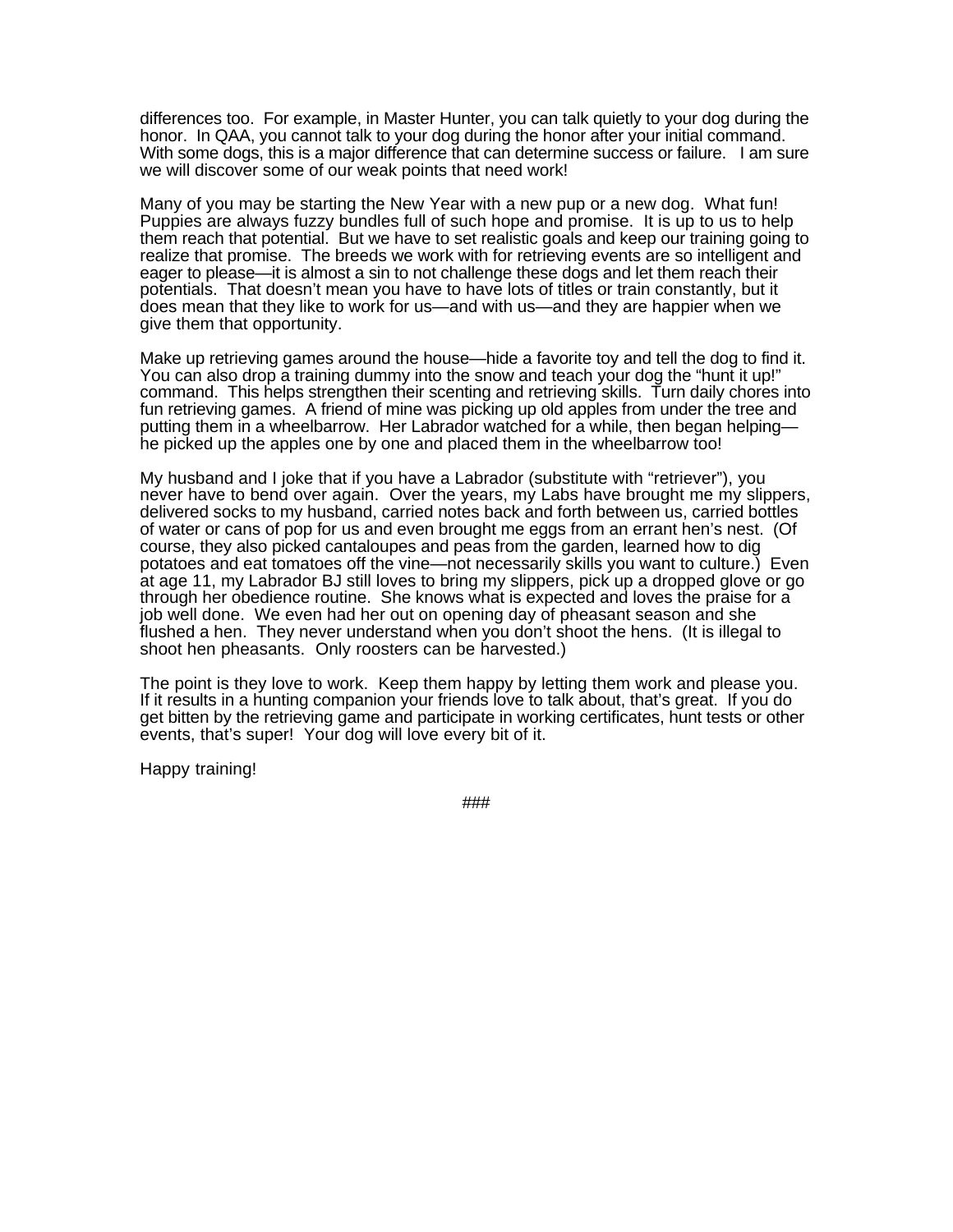differences too. For example, in Master Hunter, you can talk quietly to your dog during the honor. In QAA, you cannot talk to your dog during the honor after your initial command. With some dogs, this is a major difference that can determine success or failure. I am sure we will discover some of our weak points that need work!

Many of you may be starting the New Year with a new pup or a new dog. What fun! Puppies are always fuzzy bundles full of such hope and promise. It is up to us to help them reach that potential. But we have to set realistic goals and keep our training going to realize that promise. The breeds we work with for retrieving events are so intelligent and eager to please—it is almost a sin to not challenge these dogs and let them reach their potentials. That doesn't mean you have to have lots of titles or train constantly, but it does mean that they like to work for us—and with us—and they are happier when we give them that opportunity.

Make up retrieving games around the house—hide a favorite toy and tell the dog to find it. You can also drop a training dummy into the snow and teach your dog the "hunt it up!" command. This helps strengthen their scenting and retrieving skills. Turn daily chores into fun retrieving games. A friend of mine was picking up old apples from under the tree and putting them in a wheelbarrow. Her Labrador watched for a while, then began helping—he picked up the apples one by one and placed them in the wheelbarrow too!

My husband and I joke that if you have a Labrador (substitute with "retriever"), you never have to bend over again. Over the years, my Labs have brought me my slippers, delivered socks to my husband, carried notes back and forth between us, carried bottles of water or cans of pop for us and even brought me eggs from an errant hen's nest. (Of course, they also picked cantaloupes and peas from the garden, learned how to dig potatoes and eat tomatoes off the vine—not necessarily skills you want to culture.) Even at age 11, my Labrador BJ still loves to bring my slippers, pick up a dropped glove or go through her obedience routine. She knows what is expected and loves the praise for a job well done. We even had her out on opening day of pheasant season and she flushed a hen. They never understand when you don't shoot the hens. (It is illegal to shoot hen pheasants. Only roosters can be harvested.)

The point is they love to work. Keep them happy by letting them work and please you. If it results in a hunting companion your friends love to talk about, that's great. If you do get bitten by the retrieving game and participate in working certificates, hunt tests or other events, that's super! Your dog will love every bit of it.

Happy training!

###